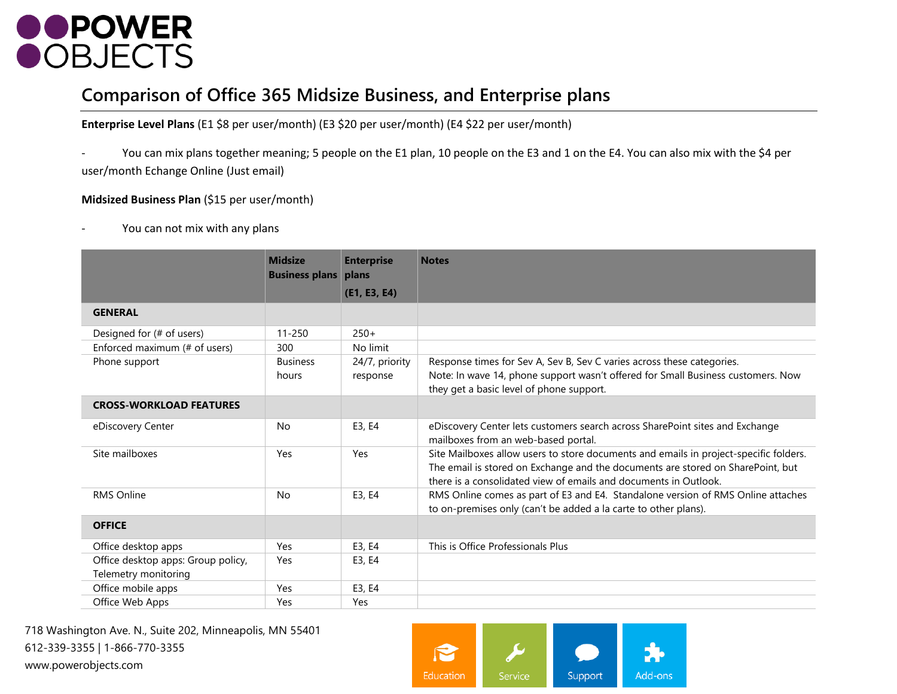# Comparison of Office 365 Midsize Business, and Enterprise plans

**Enterprise Level Plans** (E1 $8 per user/month) (E3 $20 per user/month) (E4 $22 per user/month)

- You can mix plans together meaning; 5 people on the E1 plan, 10 people on the E3 and 1 on the E4. You can also mix with the $4 per user/month Echange Online (Just email)

**Midsized Business Plan** ($15 per user/month)

- You can not mix with any plans

| | Midsize Business plans | Enterprise plans (E1, E3, E4) | Notes |
|---|---|---|---|
| **GENERAL** | | | |
| Designed for (# of users) | 11-250 | 250+ | |
| Enforced maximum (# of users) | 300 | No limit | |
| Phone support | Business hours | 24/7, priority response | Response times for Sev A, Sev B, Sev C varies across these categories. Note: In wave 14, phone support wasn't offered for Small Business customers. Now they get a basic level of phone support. |
| **CROSS-WORKLOAD FEATURES** | | | |
| eDiscovery Center | No | E3, E4 | eDiscovery Center lets customers search across SharePoint sites and Exchange mailboxes from an web-based portal. |
| Site mailboxes | Yes | Yes | Site Mailboxes allow users to store documents and emails in project-specific folders. The email is stored on Exchange and the documents are stored on SharePoint, but there is a consolidated view of emails and documents in Outlook. |
| RMS Online | No | E3, E4 | RMS Online comes as part of E3 and E4. Standalone version of RMS Online attaches to on-premises only (can't be added a la carte to other plans). |
| **OFFICE** | | | |
| Office desktop apps | Yes | E3, E4 | This is Office Professionals Plus |
| Office desktop apps: Group policy, Telemetry monitoring | Yes | E3, E4 | |
| Office mobile apps | Yes | E3, E4 | |
| Office Web Apps | Yes | Yes | |

718 Washington Ave. N., Suite 202, Minneapolis, MN 55401
612-339-3355 | 1-866-770-3355
www.powerobjects.com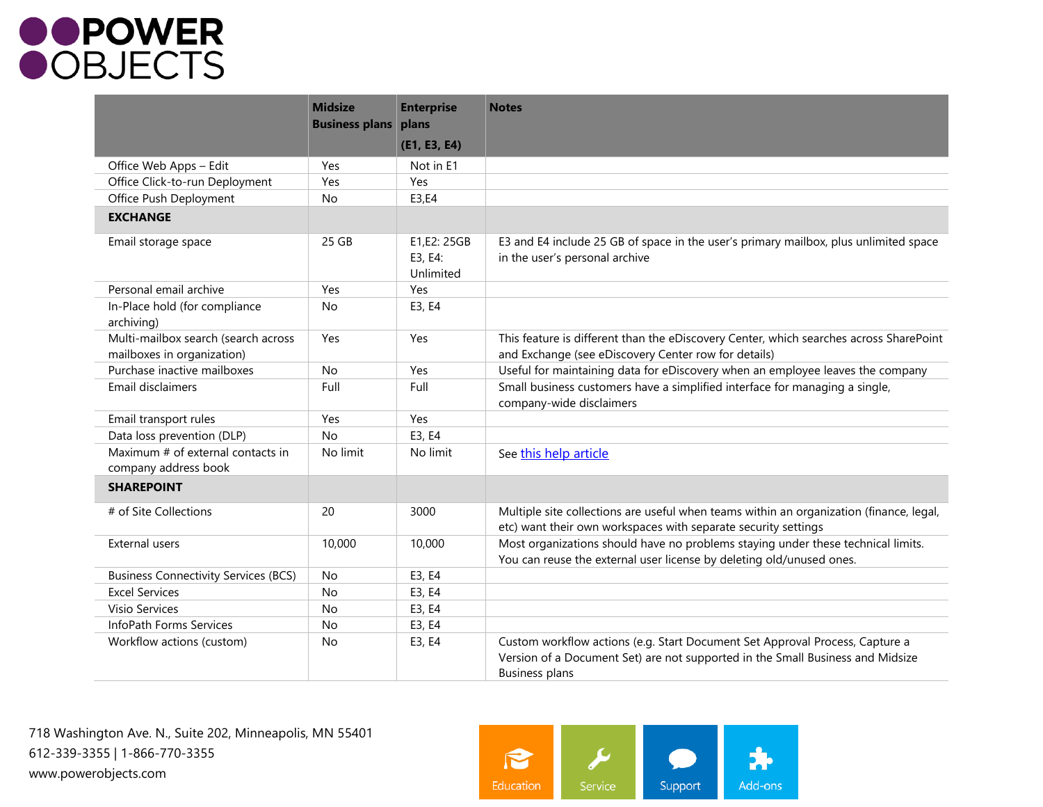| | Midsize Business plans | Enterprise plans (E1, E3, E4) | Notes |
|---|---|---|---|
| Office Web Apps – Edit | Yes | Not in E1 | |
| Office Click-to-run Deployment | Yes | Yes | |
| Office Push Deployment | No | E3,E4 | |
| **EXCHANGE** | | | |
| Email storage space | 25 GB | E1,E2: 25GB E3, E4: Unlimited | E3 and E4 include 25 GB of space in the user's primary mailbox, plus unlimited space in the user's personal archive |
| Personal email archive | Yes | Yes | |
| In-Place hold (for compliance archiving) | No | E3, E4 | |
| Multi-mailbox search (search across mailboxes in organization) | Yes | Yes | This feature is different than the eDiscovery Center, which searches across SharePoint and Exchange (see eDiscovery Center row for details) |
| Purchase inactive mailboxes | No | Yes | Useful for maintaining data for eDiscovery when an employee leaves the company |
| Email disclaimers | Full | Full | Small business customers have a simplified interface for managing a single, company-wide disclaimers |
| Email transport rules | Yes | Yes | |
| Data loss prevention (DLP) | No | E3, E4 | |
| Maximum # of external contacts in company address book | No limit | No limit | See this help article |
| **SHAREPOINT** | | | |
| # of Site Collections | 20 | 3000 | Multiple site collections are useful when teams within an organization (finance, legal, etc) want their own workspaces with separate security settings |
| External users | 10,000 | 10,000 | Most organizations should have no problems staying under these technical limits. You can reuse the external user license by deleting old/unused ones. |
| Business Connectivity Services (BCS) | No | E3, E4 | |
| Excel Services | No | E3, E4 | |
| Visio Services | No | E3, E4 | |
| InfoPath Forms Services | No | E3, E4 | |
| Workflow actions (custom) | No | E3, E4 | Custom workflow actions (e.g. Start Document Set Approval Process, Capture a Version of a Document Set) are not supported in the Small Business and Midsize Business plans |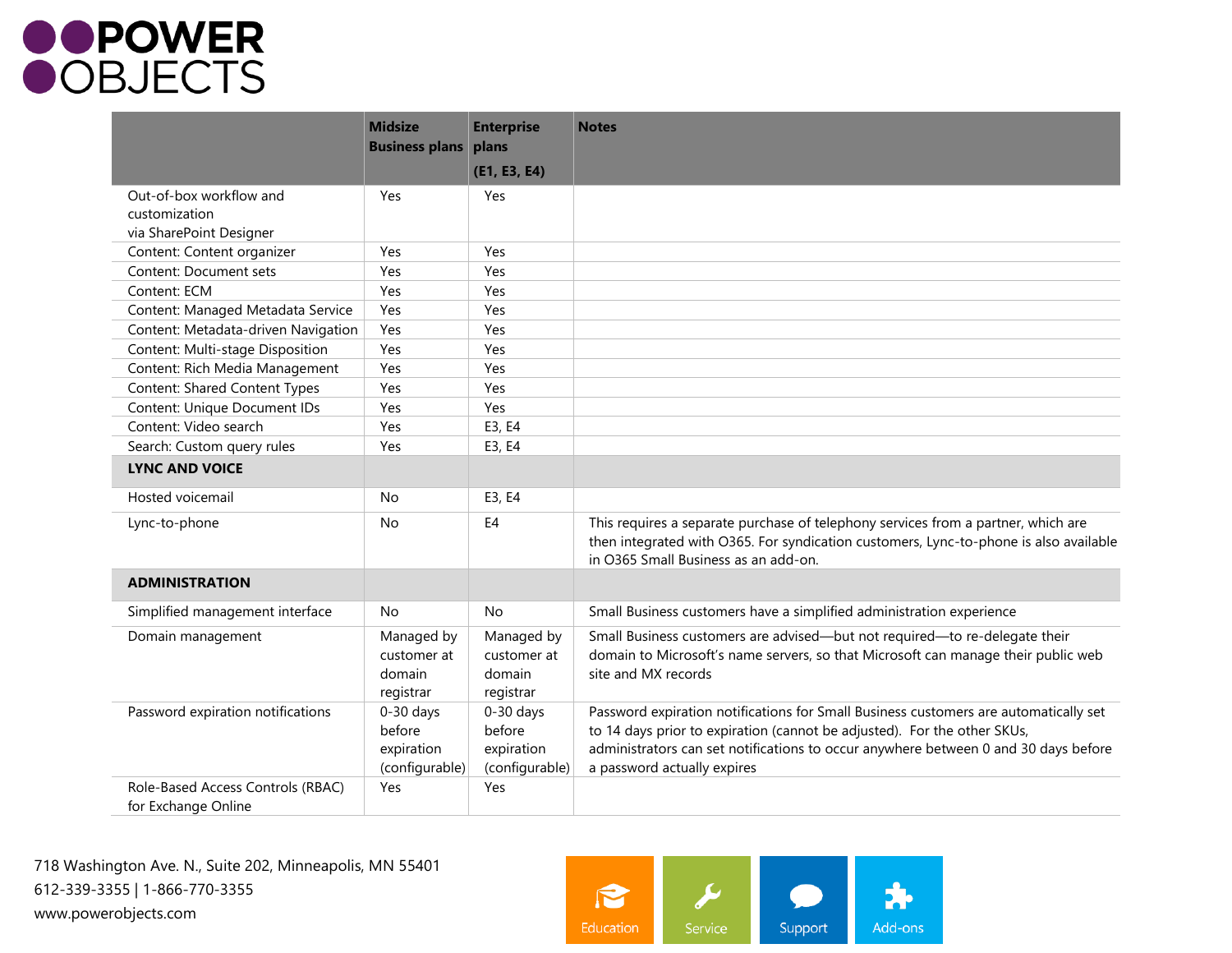| | Midsize Business plans | Enterprise plans (E1, E3, E4) | Notes |
|---|---|---|---|
| Out-of-box workflow and customization via SharePoint Designer | Yes | Yes | |
| Content: Content organizer | Yes | Yes | |
| Content: Document sets | Yes | Yes | |
| Content: ECM | Yes | Yes | |
| Content: Managed Metadata Service | Yes | Yes | |
| Content: Metadata-driven Navigation | Yes | Yes | |
| Content: Multi-stage Disposition | Yes | Yes | |
| Content: Rich Media Management | Yes | Yes | |
| Content: Shared Content Types | Yes | Yes | |
| Content: Unique Document IDs | Yes | Yes | |
| Content: Video search | Yes | E3, E4 | |
| Search: Custom query rules | Yes | E3, E4 | |
| **LYNC AND VOICE** | | | |
| Hosted voicemail | No | E3, E4 | |
| Lync-to-phone | No | E4 | This requires a separate purchase of telephony services from a partner, which are then integrated with O365. For syndication customers, Lync-to-phone is also available in O365 Small Business as an add-on. |
| **ADMINISTRATION** | | | |
| Simplified management interface | No | No | Small Business customers have a simplified administration experience |
| Domain management | Managed by customer at domain registrar | Managed by customer at domain registrar | Small Business customers are advised—but not required—to re-delegate their domain to Microsoft's name servers, so that Microsoft can manage their public web site and MX records |
| Password expiration notifications | 0-30 days before expiration (configurable) | 0-30 days before expiration (configurable) | Password expiration notifications for Small Business customers are automatically set to 14 days prior to expiration (cannot be adjusted). For the other SKUs, administrators can set notifications to occur anywhere between 0 and 30 days before a password actually expires |
| Role-Based Access Controls (RBAC) for Exchange Online | Yes | Yes | |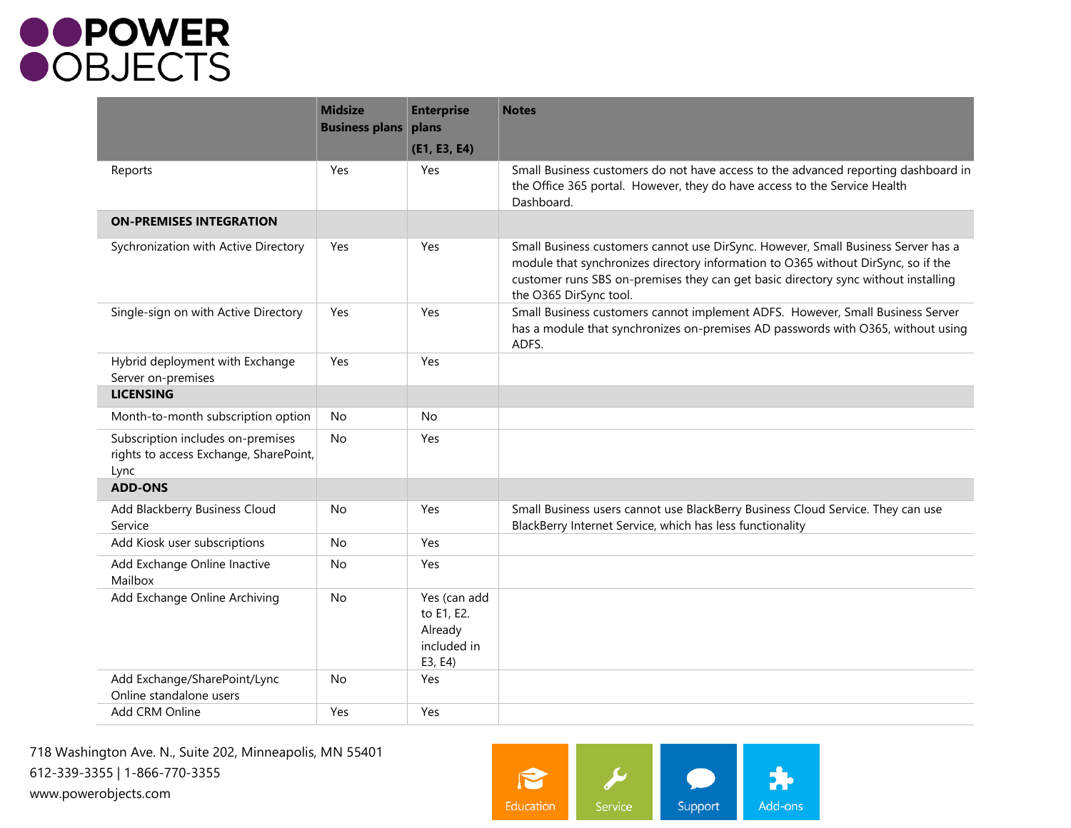| | Midsize Business plans | Enterprise plans (E1, E3, E4) | Notes |
|---|---|---|---|
| Reports | Yes | Yes | Small Business customers do not have access to the advanced reporting dashboard in the Office 365 portal. However, they do have access to the Service Health Dashboard. |
| **ON-PREMISES INTEGRATION** | | | |
| Sychronization with Active Directory | Yes | Yes | Small Business customers cannot use DirSync. However, Small Business Server has a module that synchronizes directory information to O365 without DirSync, so if the customer runs SBS on-premises they can get basic directory sync without installing the O365 DirSync tool. |
| Single-sign on with Active Directory | Yes | Yes | Small Business customers cannot implement ADFS. However, Small Business Server has a module that synchronizes on-premises AD passwords with O365, without using ADFS. |
| Hybrid deployment with Exchange Server on-premises | Yes | Yes | |
| **LICENSING** | | | |
| Month-to-month subscription option | No | No | |
| Subscription includes on-premises rights to access Exchange, SharePoint, Lync | No | Yes | |
| **ADD-ONS** | | | |
| Add Blackberry Business Cloud Service | No | Yes | Small Business users cannot use BlackBerry Business Cloud Service. They can use BlackBerry Internet Service, which has less functionality |
| Add Kiosk user subscriptions | No | Yes | |
| Add Exchange Online Inactive Mailbox | No | Yes | |
| Add Exchange Online Archiving | No | Yes (can add to E1, E2. Already included in E3, E4) | |
| Add Exchange/SharePoint/Lync Online standalone users | No | Yes | |
| Add CRM Online | Yes | Yes | |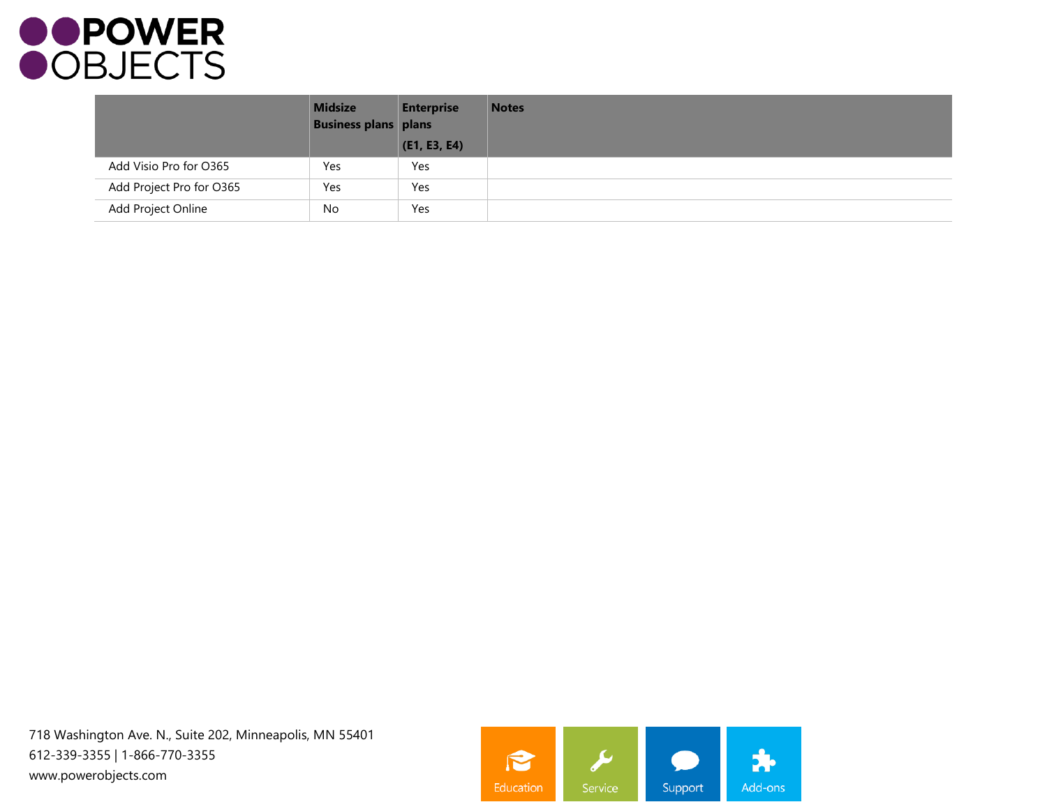| | Midsize Business plans | Enterprise plans (E1, E3, E4) | Notes |
|---|---|---|---|
| Add Visio Pro for O365 | Yes | Yes | |
| Add Project Pro for O365 | Yes | Yes | |
| Add Project Online | No | Yes | |